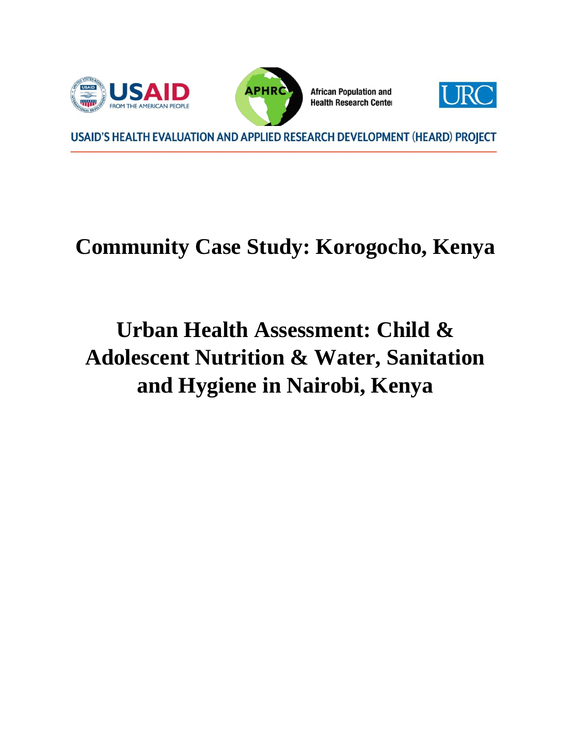USAID FROM THE AMERICAN PEOPLE

APHRC African Population and Health Research Center

URC

USAID'S HEALTH EVALUATION AND APPLIED RESEARCH DEVELOPMENT (HEARD) PROJECT

# Community Case Study: Korogocho, Kenya

# Urban Health Assessment: Child & Adolescent Nutrition & Water, Sanitation and Hygiene in Nairobi, Kenya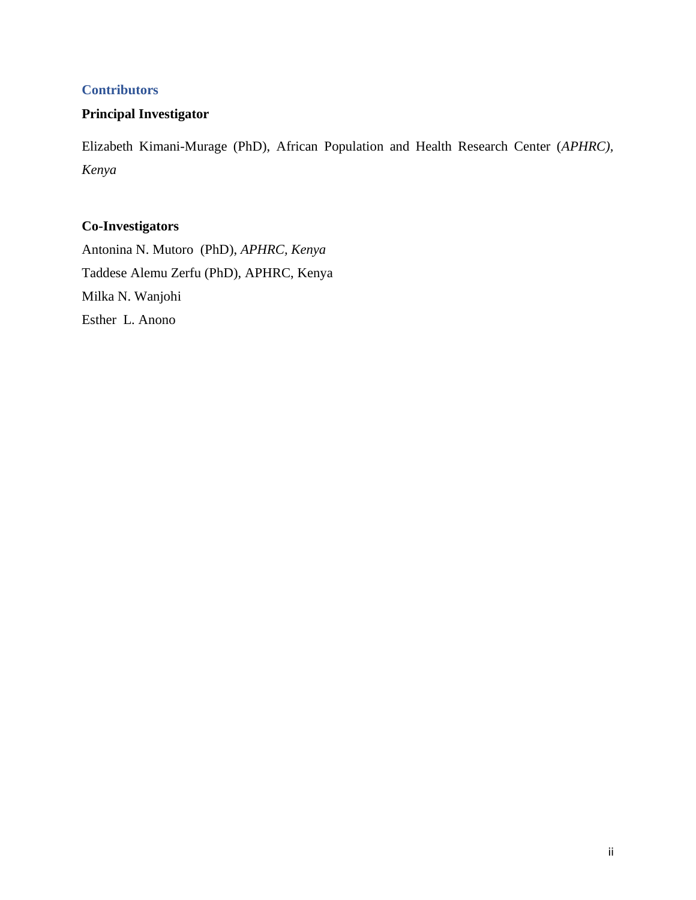## Contributors

### Principal Investigator

Elizabeth Kimani-Murage (PhD), African Population and Health Research Center (*APHRC), Kenya*

### Co-Investigators

Antonina N. Mutoro (PhD), *APHRC, Kenya*  
Taddese Alemu Zerfu (PhD), APHRC, Kenya  
Milka N. Wanjohi  
Esther L. Anono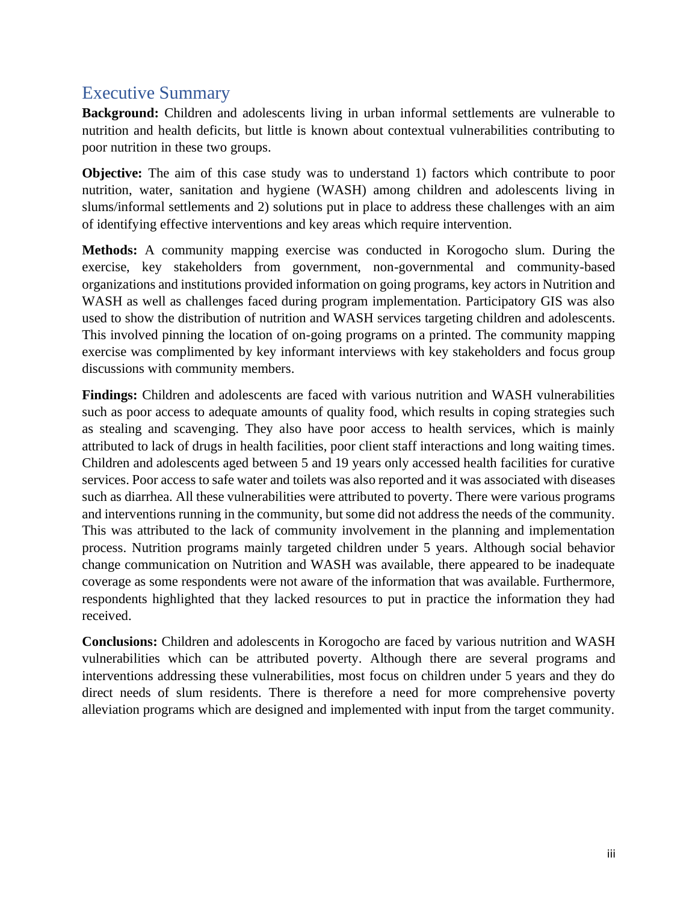# Executive Summary

**Background:** Children and adolescents living in urban informal settlements are vulnerable to nutrition and health deficits, but little is known about contextual vulnerabilities contributing to poor nutrition in these two groups.

**Objective:** The aim of this case study was to understand 1) factors which contribute to poor nutrition, water, sanitation and hygiene (WASH) among children and adolescents living in slums/informal settlements and 2) solutions put in place to address these challenges with an aim of identifying effective interventions and key areas which require intervention.

**Methods:** A community mapping exercise was conducted in Korogocho slum. During the exercise, key stakeholders from government, non-governmental and community-based organizations and institutions provided information on going programs, key actors in Nutrition and WASH as well as challenges faced during program implementation. Participatory GIS was also used to show the distribution of nutrition and WASH services targeting children and adolescents. This involved pinning the location of on-going programs on a printed. The community mapping exercise was complimented by key informant interviews with key stakeholders and focus group discussions with community members.

**Findings:** Children and adolescents are faced with various nutrition and WASH vulnerabilities such as poor access to adequate amounts of quality food, which results in coping strategies such as stealing and scavenging. They also have poor access to health services, which is mainly attributed to lack of drugs in health facilities, poor client staff interactions and long waiting times. Children and adolescents aged between 5 and 19 years only accessed health facilities for curative services. Poor access to safe water and toilets was also reported and it was associated with diseases such as diarrhea. All these vulnerabilities were attributed to poverty. There were various programs and interventions running in the community, but some did not address the needs of the community. This was attributed to the lack of community involvement in the planning and implementation process. Nutrition programs mainly targeted children under 5 years. Although social behavior change communication on Nutrition and WASH was available, there appeared to be inadequate coverage as some respondents were not aware of the information that was available. Furthermore, respondents highlighted that they lacked resources to put in practice the information they had received.

**Conclusions:** Children and adolescents in Korogocho are faced by various nutrition and WASH vulnerabilities which can be attributed poverty. Although there are several programs and interventions addressing these vulnerabilities, most focus on children under 5 years and they do direct needs of slum residents. There is therefore a need for more comprehensive poverty alleviation programs which are designed and implemented with input from the target community.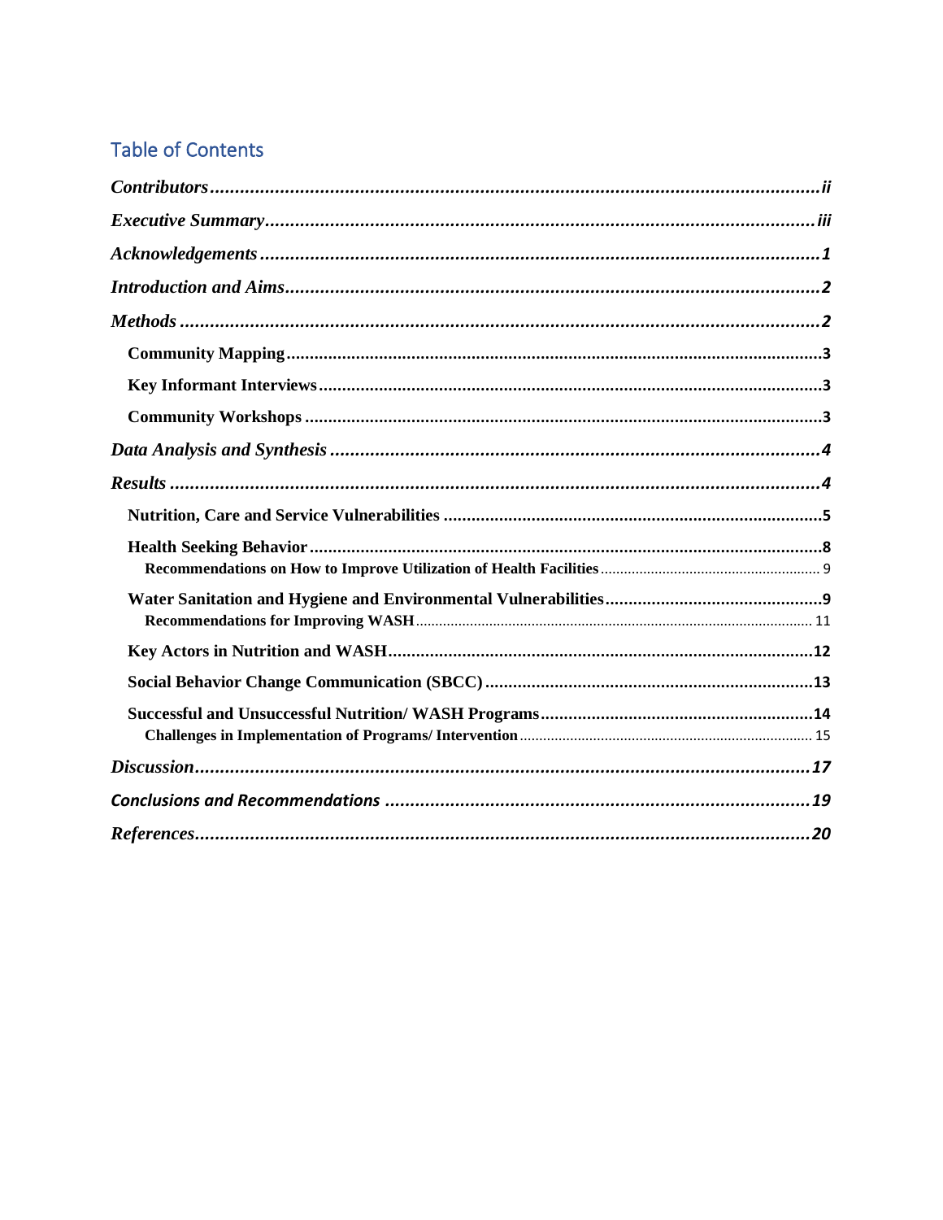## Table of Contents

*Contributors* ........................................................ *ii*

*Executive Summary* ........................................................ *iii*

*Acknowledgements* ........................................................ *1*

*Introduction and Aims* ........................................................ *2*

*Methods* ........................................................ *2*

- **Community Mapping** ........................................................ **3**
- **Key Informant Interviews** ........................................................ **3**
- **Community Workshops** ........................................................ **3**

*Data Analysis and Synthesis* ........................................................ *4*

*Results* ........................................................ *4*

- **Nutrition, Care and Service Vulnerabilities** ........................................................ **5**
- **Health Seeking Behavior** ........................................................ **8**
  - **Recommendations on How to Improve Utilization of Health Facilities** ........................................................ 9
- **Water Sanitation and Hygiene and Environmental Vulnerabilities** ........................................................ **9**
  - **Recommendations for Improving WASH** ........................................................ 11
- **Key Actors in Nutrition and WASH** ........................................................ **12**
- **Social Behavior Change Communication (SBCC)** ........................................................ **13**
- **Successful and Unsuccessful Nutrition/ WASH Programs** ........................................................ **14**
  - **Challenges in Implementation of Programs/ Intervention** ........................................................ 15

*Discussion* ........................................................ *17*

***Conclusions and Recommendations*** ........................................................ ***19***

*References* ........................................................ *20*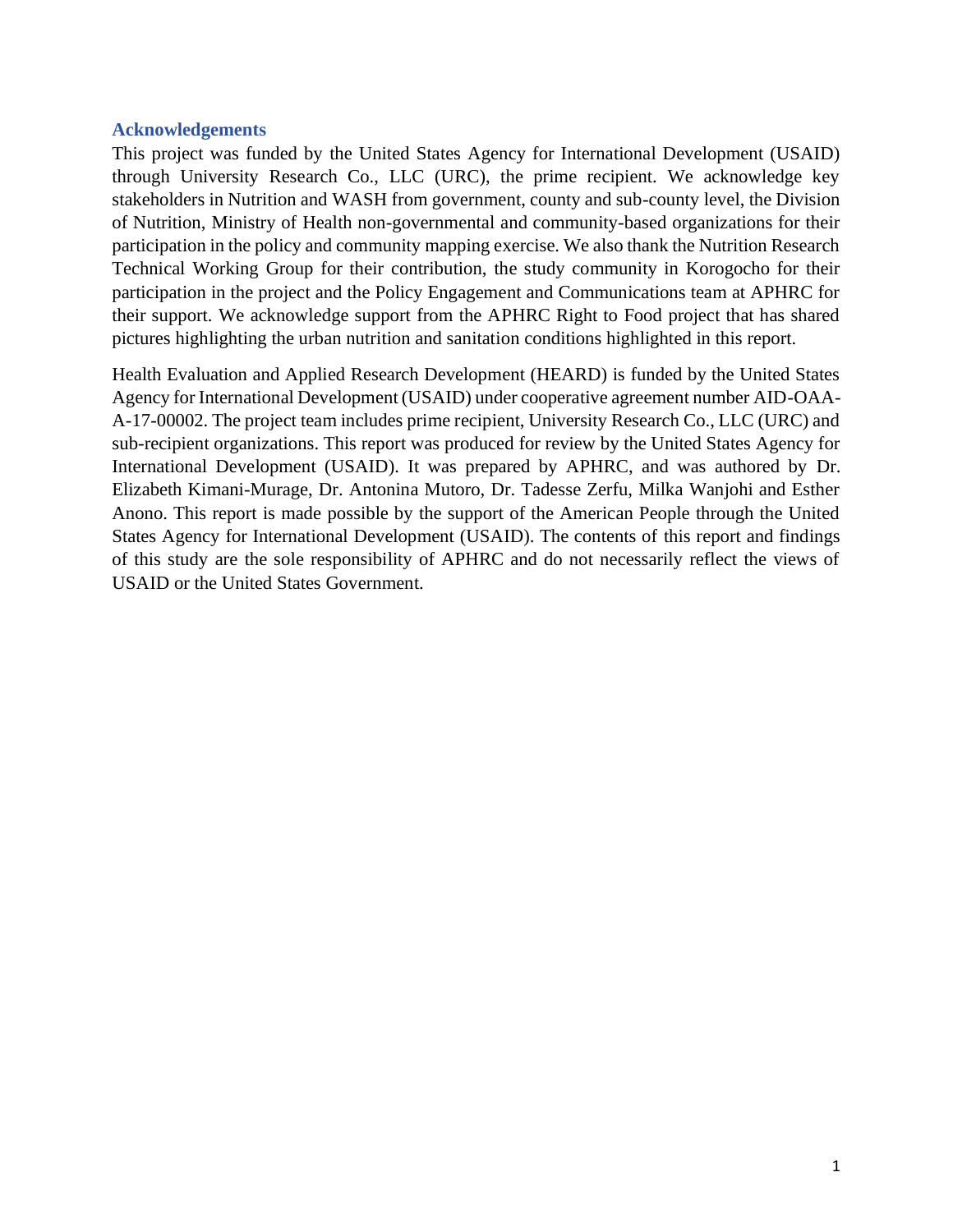## Acknowledgements

This project was funded by the United States Agency for International Development (USAID) through University Research Co., LLC (URC), the prime recipient. We acknowledge key stakeholders in Nutrition and WASH from government, county and sub-county level, the Division of Nutrition, Ministry of Health non-governmental and community-based organizations for their participation in the policy and community mapping exercise. We also thank the Nutrition Research Technical Working Group for their contribution, the study community in Korogocho for their participation in the project and the Policy Engagement and Communications team at APHRC for their support. We acknowledge support from the APHRC Right to Food project that has shared pictures highlighting the urban nutrition and sanitation conditions highlighted in this report.

Health Evaluation and Applied Research Development (HEARD) is funded by the United States Agency for International Development (USAID) under cooperative agreement number AID-OAA-A-17-00002. The project team includes prime recipient, University Research Co., LLC (URC) and sub-recipient organizations. This report was produced for review by the United States Agency for International Development (USAID). It was prepared by APHRC, and was authored by Dr. Elizabeth Kimani-Murage, Dr. Antonina Mutoro, Dr. Tadesse Zerfu, Milka Wanjohi and Esther Anono. This report is made possible by the support of the American People through the United States Agency for International Development (USAID). The contents of this report and findings of this study are the sole responsibility of APHRC and do not necessarily reflect the views of USAID or the United States Government.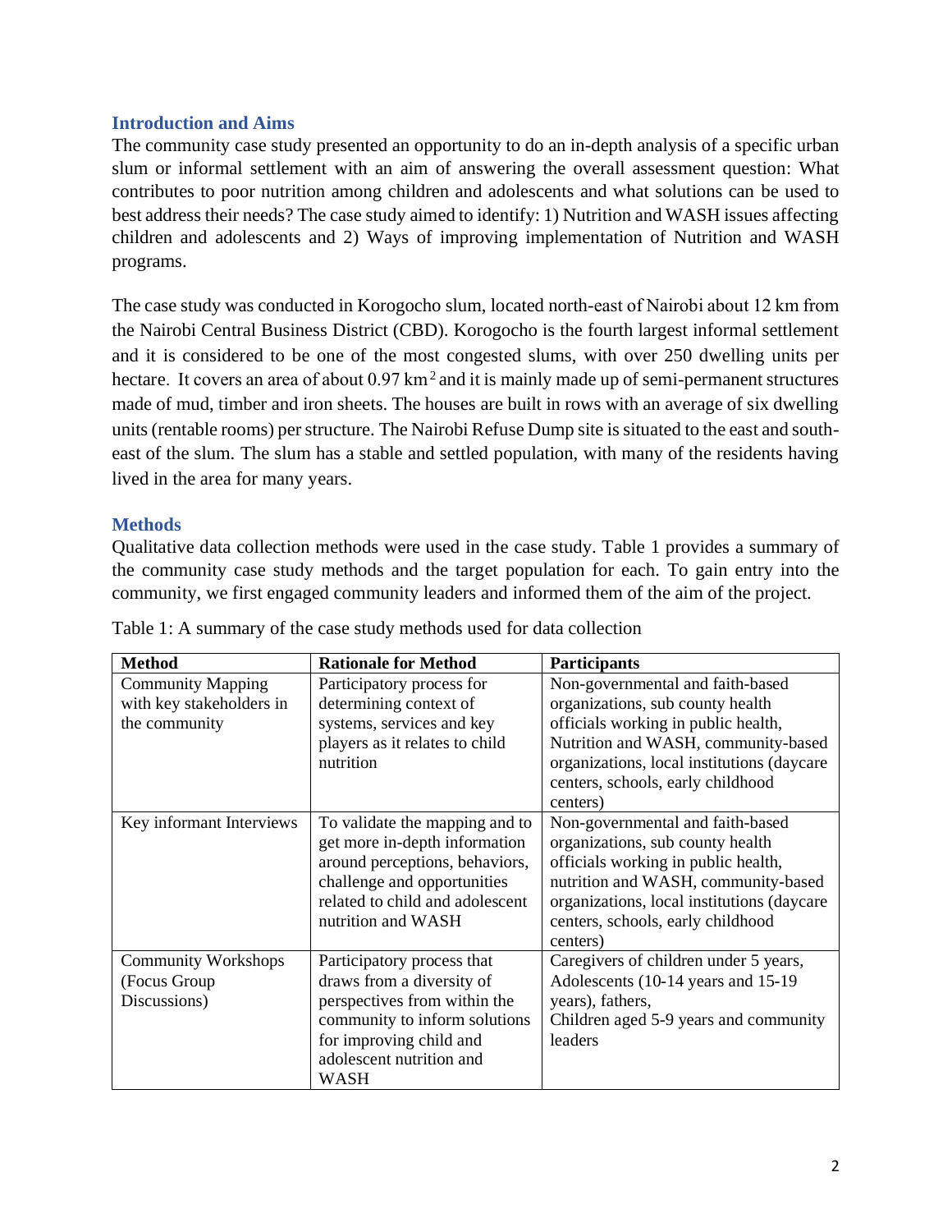## Introduction and Aims

The community case study presented an opportunity to do an in-depth analysis of a specific urban slum or informal settlement with an aim of answering the overall assessment question: What contributes to poor nutrition among children and adolescents and what solutions can be used to best address their needs? The case study aimed to identify: 1) Nutrition and WASH issues affecting children and adolescents and 2) Ways of improving implementation of Nutrition and WASH programs.

The case study was conducted in Korogocho slum, located north-east of Nairobi about 12 km from the Nairobi Central Business District (CBD). Korogocho is the fourth largest informal settlement and it is considered to be one of the most congested slums, with over 250 dwelling units per hectare. It covers an area of about 0.97 $km^2$ and it is mainly made up of semi-permanent structures made of mud, timber and iron sheets. The houses are built in rows with an average of six dwelling units (rentable rooms) per structure. The Nairobi Refuse Dump site is situated to the east and south-east of the slum. The slum has a stable and settled population, with many of the residents having lived in the area for many years.

## Methods

Qualitative data collection methods were used in the case study. Table 1 provides a summary of the community case study methods and the target population for each. To gain entry into the community, we first engaged community leaders and informed them of the aim of the project.

Table 1: A summary of the case study methods used for data collection

| **Method** | **Rationale for Method** | **Participants** |
|---|---|---|
| Community Mapping with key stakeholders in the community | Participatory process for determining context of systems, services and key players as it relates to child nutrition | Non-governmental and faith-based organizations, sub county health officials working in public health, Nutrition and WASH, community-based organizations, local institutions (daycare centers, schools, early childhood centers) |
| Key informant Interviews | To validate the mapping and to get more in-depth information around perceptions, behaviors, challenge and opportunities related to child and adolescent nutrition and WASH | Non-governmental and faith-based organizations, sub county health officials working in public health, nutrition and WASH, community-based organizations, local institutions (daycare centers, schools, early childhood centers) |
| Community Workshops (Focus Group Discussions) | Participatory process that draws from a diversity of perspectives from within the community to inform solutions for improving child and adolescent nutrition and WASH | Caregivers of children under 5 years, Adolescents (10-14 years and 15-19 years), fathers, Children aged 5-9 years and community leaders |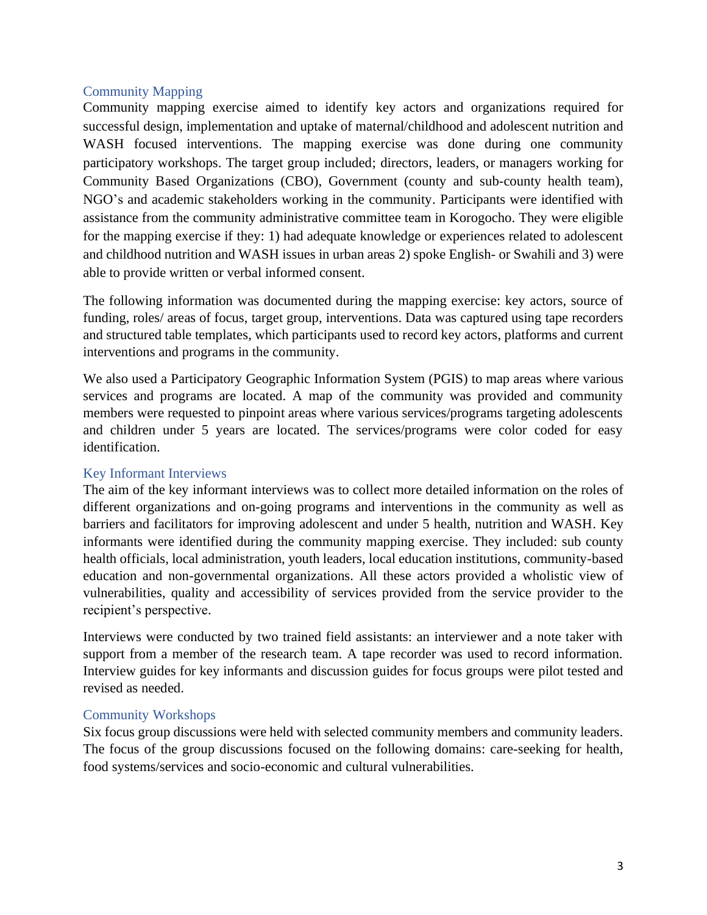### Community Mapping

Community mapping exercise aimed to identify key actors and organizations required for successful design, implementation and uptake of maternal/childhood and adolescent nutrition and WASH focused interventions. The mapping exercise was done during one community participatory workshops. The target group included; directors, leaders, or managers working for Community Based Organizations (CBO), Government (county and sub-county health team), NGO's and academic stakeholders working in the community. Participants were identified with assistance from the community administrative committee team in Korogocho. They were eligible for the mapping exercise if they: 1) had adequate knowledge or experiences related to adolescent and childhood nutrition and WASH issues in urban areas 2) spoke English- or Swahili and 3) were able to provide written or verbal informed consent.

The following information was documented during the mapping exercise: key actors, source of funding, roles/ areas of focus, target group, interventions. Data was captured using tape recorders and structured table templates, which participants used to record key actors, platforms and current interventions and programs in the community.

We also used a Participatory Geographic Information System (PGIS) to map areas where various services and programs are located. A map of the community was provided and community members were requested to pinpoint areas where various services/programs targeting adolescents and children under 5 years are located. The services/programs were color coded for easy identification.

### Key Informant Interviews

The aim of the key informant interviews was to collect more detailed information on the roles of different organizations and on-going programs and interventions in the community as well as barriers and facilitators for improving adolescent and under 5 health, nutrition and WASH. Key informants were identified during the community mapping exercise. They included: sub county health officials, local administration, youth leaders, local education institutions, community-based education and non-governmental organizations. All these actors provided a wholistic view of vulnerabilities, quality and accessibility of services provided from the service provider to the recipient's perspective.

Interviews were conducted by two trained field assistants: an interviewer and a note taker with support from a member of the research team. A tape recorder was used to record information. Interview guides for key informants and discussion guides for focus groups were pilot tested and revised as needed.

### Community Workshops

Six focus group discussions were held with selected community members and community leaders. The focus of the group discussions focused on the following domains: care-seeking for health, food systems/services and socio-economic and cultural vulnerabilities.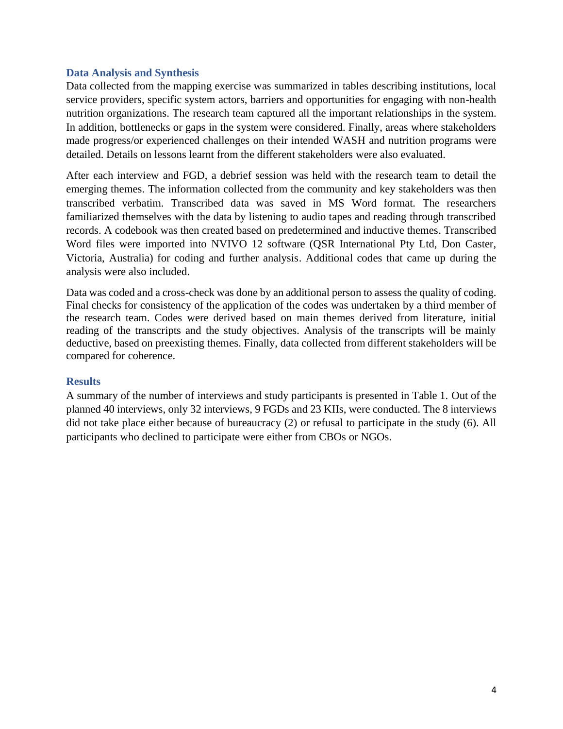### Data Analysis and Synthesis

Data collected from the mapping exercise was summarized in tables describing institutions, local service providers, specific system actors, barriers and opportunities for engaging with non-health nutrition organizations. The research team captured all the important relationships in the system. In addition, bottlenecks or gaps in the system were considered. Finally, areas where stakeholders made progress/or experienced challenges on their intended WASH and nutrition programs were detailed. Details on lessons learnt from the different stakeholders were also evaluated.

After each interview and FGD, a debrief session was held with the research team to detail the emerging themes. The information collected from the community and key stakeholders was then transcribed verbatim. Transcribed data was saved in MS Word format. The researchers familiarized themselves with the data by listening to audio tapes and reading through transcribed records. A codebook was then created based on predetermined and inductive themes. Transcribed Word files were imported into NVIVO 12 software (QSR International Pty Ltd, Don Caster, Victoria, Australia) for coding and further analysis. Additional codes that came up during the analysis were also included.

Data was coded and a cross-check was done by an additional person to assess the quality of coding. Final checks for consistency of the application of the codes was undertaken by a third member of the research team. Codes were derived based on main themes derived from literature, initial reading of the transcripts and the study objectives. Analysis of the transcripts will be mainly deductive, based on preexisting themes. Finally, data collected from different stakeholders will be compared for coherence.

### Results

A summary of the number of interviews and study participants is presented in Table 1. Out of the planned 40 interviews, only 32 interviews, 9 FGDs and 23 KIIs, were conducted. The 8 interviews did not take place either because of bureaucracy (2) or refusal to participate in the study (6). All participants who declined to participate were either from CBOs or NGOs.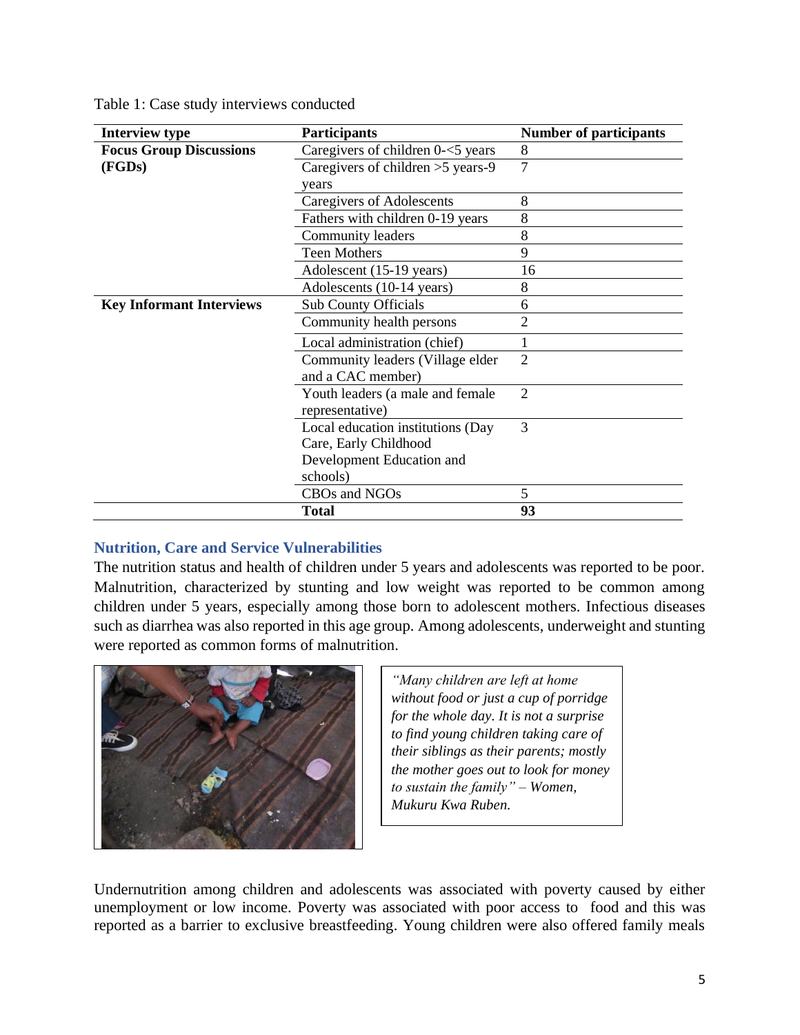Table 1: Case study interviews conducted

| Interview type | Participants | Number of participants |
|---|---|---|
| **Focus Group Discussions (FGDs)** | Caregivers of children 0-<5 years | 8 |
| | Caregivers of children >5 years-9 years | 7 |
| | Caregivers of Adolescents | 8 |
| | Fathers with children 0-19 years | 8 |
| | Community leaders | 8 |
| | Teen Mothers | 9 |
| | Adolescent (15-19 years) | 16 |
| | Adolescents (10-14 years) | 8 |
| **Key Informant Interviews** | Sub County Officials | 6 |
| | Community health persons | 2 |
| | Local administration (chief) | 1 |
| | Community leaders (Village elder and a CAC member) | 2 |
| | Youth leaders (a male and female representative) | 2 |
| | Local education institutions (Day Care, Early Childhood Development Education and schools) | 3 |
| | CBOs and NGOs | 5 |
| | **Total** | **93** |

## Nutrition, Care and Service Vulnerabilities

The nutrition status and health of children under 5 years and adolescents was reported to be poor. Malnutrition, characterized by stunting and low weight was reported to be common among children under 5 years, especially among those born to adolescent mothers. Infectious diseases such as diarrhea was also reported in this age group. Among adolescents, underweight and stunting were reported as common forms of malnutrition.

*"Many children are left at home without food or just a cup of porridge for the whole day. It is not a surprise to find young children taking care of their siblings as their parents; mostly the mother goes out to look for money to sustain the family" – Women, Mukuru Kwa Ruben.*

Undernutrition among children and adolescents was associated with poverty caused by either unemployment or low income. Poverty was associated with poor access to food and this was reported as a barrier to exclusive breastfeeding. Young children were also offered family meals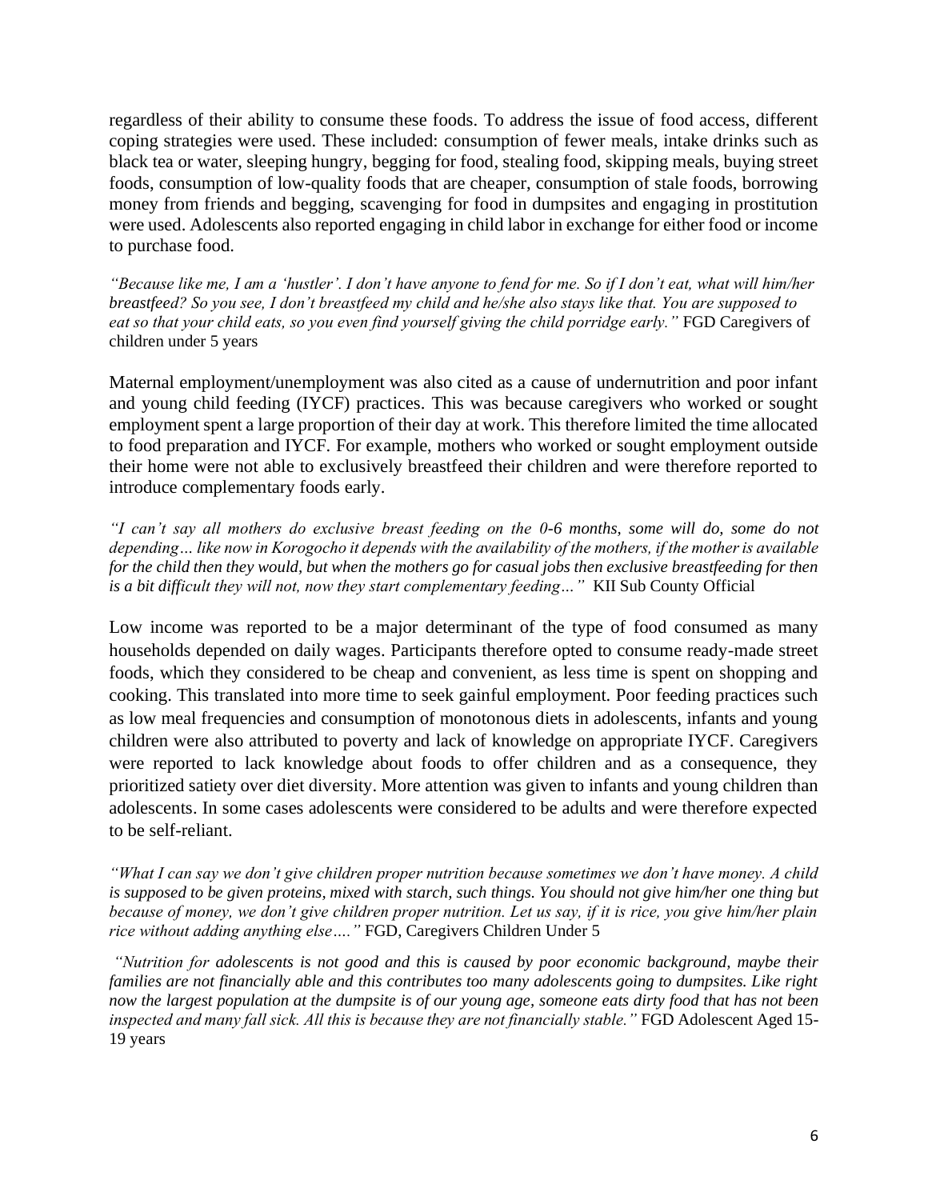regardless of their ability to consume these foods. To address the issue of food access, different coping strategies were used. These included: consumption of fewer meals, intake drinks such as black tea or water, sleeping hungry, begging for food, stealing food, skipping meals, buying street foods, consumption of low-quality foods that are cheaper, consumption of stale foods, borrowing money from friends and begging, scavenging for food in dumpsites and engaging in prostitution were used. Adolescents also reported engaging in child labor in exchange for either food or income to purchase food.

*"Because like me, I am a 'hustler'. I don't have anyone to fend for me. So if I don't eat, what will him/her breastfeed? So you see, I don't breastfeed my child and he/she also stays like that. You are supposed to eat so that your child eats, so you even find yourself giving the child porridge early."* FGD Caregivers of children under 5 years

Maternal employment/unemployment was also cited as a cause of undernutrition and poor infant and young child feeding (IYCF) practices. This was because caregivers who worked or sought employment spent a large proportion of their day at work. This therefore limited the time allocated to food preparation and IYCF. For example, mothers who worked or sought employment outside their home were not able to exclusively breastfeed their children and were therefore reported to introduce complementary foods early.

*"I can't say all mothers do exclusive breast feeding on the 0-6 months, some will do, some do not depending… like now in Korogocho it depends with the availability of the mothers, if the mother is available for the child then they would, but when the mothers go for casual jobs then exclusive breastfeeding for then is a bit difficult they will not, now they start complementary feeding…"* KII Sub County Official

Low income was reported to be a major determinant of the type of food consumed as many households depended on daily wages. Participants therefore opted to consume ready-made street foods, which they considered to be cheap and convenient, as less time is spent on shopping and cooking. This translated into more time to seek gainful employment. Poor feeding practices such as low meal frequencies and consumption of monotonous diets in adolescents, infants and young children were also attributed to poverty and lack of knowledge on appropriate IYCF. Caregivers were reported to lack knowledge about foods to offer children and as a consequence, they prioritized satiety over diet diversity. More attention was given to infants and young children than adolescents. In some cases adolescents were considered to be adults and were therefore expected to be self-reliant.

*"What I can say we don't give children proper nutrition because sometimes we don't have money. A child is supposed to be given proteins, mixed with starch, such things. You should not give him/her one thing but because of money, we don't give children proper nutrition. Let us say, if it is rice, you give him/her plain rice without adding anything else…."* FGD, Caregivers Children Under 5

*"Nutrition for adolescents is not good and this is caused by poor economic background, maybe their families are not financially able and this contributes too many adolescents going to dumpsites. Like right now the largest population at the dumpsite is of our young age, someone eats dirty food that has not been inspected and many fall sick. All this is because they are not financially stable."* FGD Adolescent Aged 15-19 years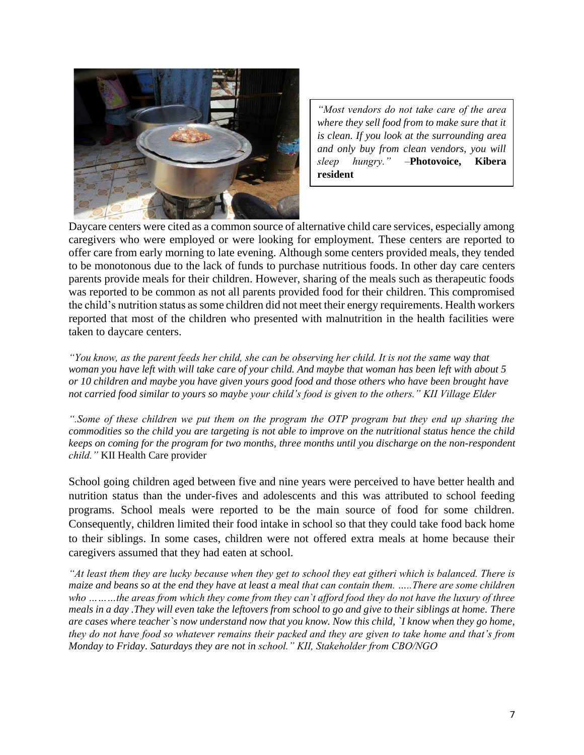*"Most vendors do not take care of the area where they sell food from to make sure that it is clean. If you look at the surrounding area and only buy from clean vendors, you will sleep hungry."* –**Photovoice, Kibera resident**

Daycare centers were cited as a common source of alternative child care services, especially among caregivers who were employed or were looking for employment. These centers are reported to offer care from early morning to late evening. Although some centers provided meals, they tended to be monotonous due to the lack of funds to purchase nutritious foods. In other day care centers parents provide meals for their children. However, sharing of the meals such as therapeutic foods was reported to be common as not all parents provided food for their children. This compromised the child's nutrition status as some children did not meet their energy requirements. Health workers reported that most of the children who presented with malnutrition in the health facilities were taken to daycare centers.

*"You know, as the parent feeds her child, she can be observing her child. It is not the same way that woman you have left with will take care of your child. And maybe that woman has been left with about 5 or 10 children and maybe you have given yours good food and those others who have been brought have not carried food similar to yours so maybe your child's food is given to the others." KII Village Elder*

*".Some of these children we put them on the program the OTP program but they end up sharing the commodities so the child you are targeting is not able to improve on the nutritional status hence the child keeps on coming for the program for two months, three months until you discharge on the non-respondent child."* KII Health Care provider

School going children aged between five and nine years were perceived to have better health and nutrition status than the under-fives and adolescents and this was attributed to school feeding programs. School meals were reported to be the main source of food for some children. Consequently, children limited their food intake in school so that they could take food back home to their siblings. In some cases, children were not offered extra meals at home because their caregivers assumed that they had eaten at school.

*"At least them they are lucky because when they get to school they eat githeri which is balanced. There is maize and beans so at the end they have at least a meal that can contain them. .....There are some children who ………the areas from which they come from they can`t afford food they do not have the luxury of three meals in a day .They will even take the leftovers from school to go and give to their siblings at home. There are cases where teacher`s now understand now that you know. Now this child, `I know when they go home, they do not have food so whatever remains their packed and they are given to take home and that's from Monday to Friday. Saturdays they are not in school." KII, Stakeholder from CBO/NGO*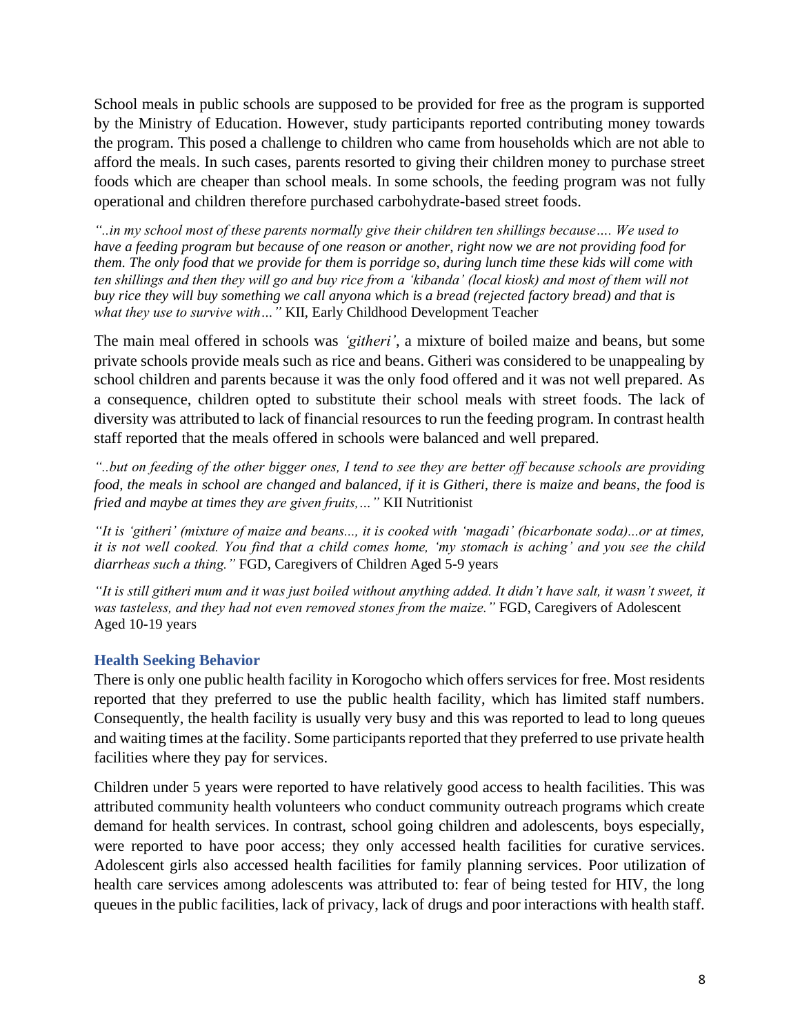School meals in public schools are supposed to be provided for free as the program is supported by the Ministry of Education. However, study participants reported contributing money towards the program. This posed a challenge to children who came from households which are not able to afford the meals. In such cases, parents resorted to giving their children money to purchase street foods which are cheaper than school meals. In some schools, the feeding program was not fully operational and children therefore purchased carbohydrate-based street foods.

*"..in my school most of these parents normally give their children ten shillings because…. We used to have a feeding program but because of one reason or another, right now we are not providing food for them. The only food that we provide for them is porridge so, during lunch time these kids will come with ten shillings and then they will go and buy rice from a 'kibanda' (local kiosk) and most of them will not buy rice they will buy something we call anyona which is a bread (rejected factory bread) and that is what they use to survive with…"* KII, Early Childhood Development Teacher

The main meal offered in schools was *'githeri'*, a mixture of boiled maize and beans, but some private schools provide meals such as rice and beans. Githeri was considered to be unappealing by school children and parents because it was the only food offered and it was not well prepared. As a consequence, children opted to substitute their school meals with street foods. The lack of diversity was attributed to lack of financial resources to run the feeding program. In contrast health staff reported that the meals offered in schools were balanced and well prepared.

*"..but on feeding of the other bigger ones, I tend to see they are better off because schools are providing food, the meals in school are changed and balanced, if it is Githeri, there is maize and beans, the food is fried and maybe at times they are given fruits,…"* KII Nutritionist

*"It is 'githeri' (mixture of maize and beans..., it is cooked with 'magadi' (bicarbonate soda)...or at times, it is not well cooked. You find that a child comes home, 'my stomach is aching' and you see the child diarrheas such a thing."* FGD, Caregivers of Children Aged 5-9 years

*"It is still githeri mum and it was just boiled without anything added. It didn't have salt, it wasn't sweet, it was tasteless, and they had not even removed stones from the maize."* FGD, Caregivers of Adolescent Aged 10-19 years

### Health Seeking Behavior

There is only one public health facility in Korogocho which offers services for free. Most residents reported that they preferred to use the public health facility, which has limited staff numbers. Consequently, the health facility is usually very busy and this was reported to lead to long queues and waiting times at the facility. Some participants reported that they preferred to use private health facilities where they pay for services.

Children under 5 years were reported to have relatively good access to health facilities. This was attributed community health volunteers who conduct community outreach programs which create demand for health services. In contrast, school going children and adolescents, boys especially, were reported to have poor access; they only accessed health facilities for curative services. Adolescent girls also accessed health facilities for family planning services. Poor utilization of health care services among adolescents was attributed to: fear of being tested for HIV, the long queues in the public facilities, lack of privacy, lack of drugs and poor interactions with health staff.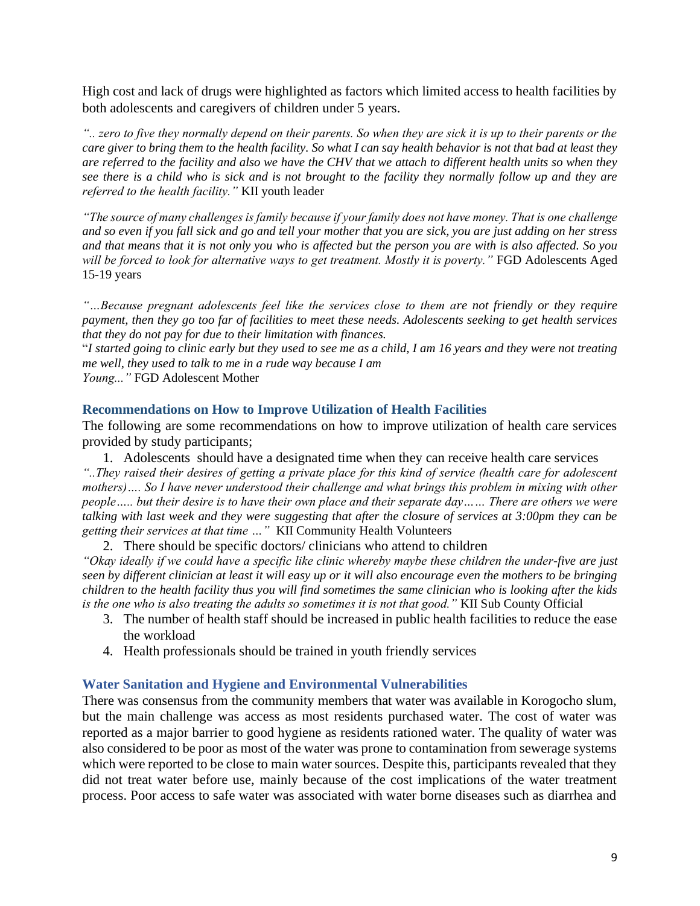High cost and lack of drugs were highlighted as factors which limited access to health facilities by both adolescents and caregivers of children under 5 years.

*".. zero to five they normally depend on their parents. So when they are sick it is up to their parents or the care giver to bring them to the health facility. So what I can say health behavior is not that bad at least they are referred to the facility and also we have the CHV that we attach to different health units so when they see there is a child who is sick and is not brought to the facility they normally follow up and they are referred to the health facility."* KII youth leader

*"The source of many challenges is family because if your family does not have money. That is one challenge and so even if you fall sick and go and tell your mother that you are sick, you are just adding on her stress and that means that it is not only you who is affected but the person you are with is also affected. So you will be forced to look for alternative ways to get treatment. Mostly it is poverty."* FGD Adolescents Aged 15-19 years

*"…Because pregnant adolescents feel like the services close to them are not friendly or they require payment, then they go too far of facilities to meet these needs. Adolescents seeking to get health services that they do not pay for due to their limitation with finances.*

"*I started going to clinic early but they used to see me as a child, I am 16 years and they were not treating me well, they used to talk to me in a rude way because I am Young..."* FGD Adolescent Mother

### Recommendations on How to Improve Utilization of Health Facilities

The following are some recommendations on how to improve utilization of health care services provided by study participants;

1. Adolescents should have a designated time when they can receive health care services

*"..They raised their desires of getting a private place for this kind of service (health care for adolescent mothers)…. So I have never understood their challenge and what brings this problem in mixing with other people….. but their desire is to have their own place and their separate day…… There are others we were talking with last week and they were suggesting that after the closure of services at 3:00pm they can be getting their services at that time …"* KII Community Health Volunteers

2. There should be specific doctors/ clinicians who attend to children

*"Okay ideally if we could have a specific like clinic whereby maybe these children the under-five are just seen by different clinician at least it will easy up or it will also encourage even the mothers to be bringing children to the health facility thus you will find sometimes the same clinician who is looking after the kids is the one who is also treating the adults so sometimes it is not that good."* KII Sub County Official

3. The number of health staff should be increased in public health facilities to reduce the ease the workload
4. Health professionals should be trained in youth friendly services

### Water Sanitation and Hygiene and Environmental Vulnerabilities

There was consensus from the community members that water was available in Korogocho slum, but the main challenge was access as most residents purchased water. The cost of water was reported as a major barrier to good hygiene as residents rationed water. The quality of water was also considered to be poor as most of the water was prone to contamination from sewerage systems which were reported to be close to main water sources. Despite this, participants revealed that they did not treat water before use, mainly because of the cost implications of the water treatment process. Poor access to safe water was associated with water borne diseases such as diarrhea and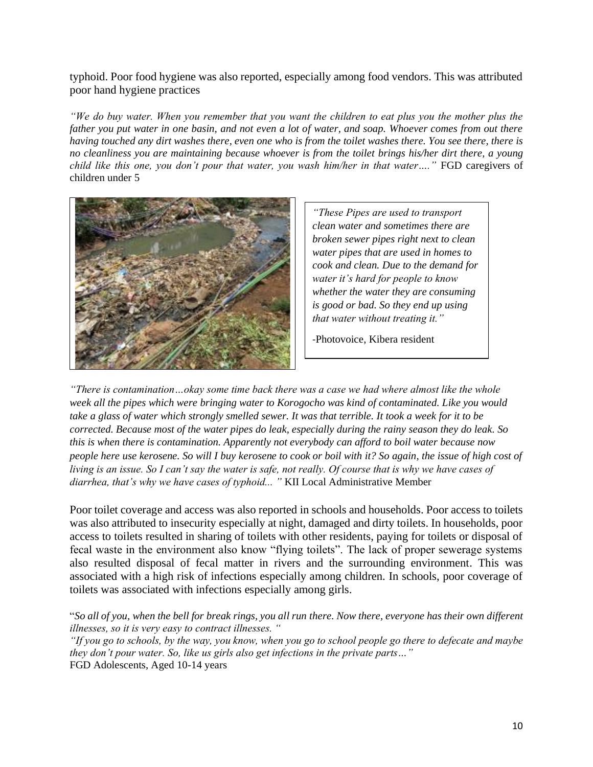typhoid. Poor food hygiene was also reported, especially among food vendors. This was attributed poor hand hygiene practices

*"We do buy water. When you remember that you want the children to eat plus you the mother plus the father you put water in one basin, and not even a lot of water, and soap. Whoever comes from out there having touched any dirt washes there, even one who is from the toilet washes there. You see there, there is no cleanliness you are maintaining because whoever is from the toilet brings his/her dirt there, a young child like this one, you don't pour that water, you wash him/her in that water…."* FGD caregivers of children under 5

*"These Pipes are used to transport clean water and sometimes there are broken sewer pipes right next to clean water pipes that are used in homes to cook and clean. Due to the demand for water it's hard for people to know whether the water they are consuming is good or bad. So they end up using that water without treating it."*

-Photovoice, Kibera resident

*"There is contamination…okay some time back there was a case we had where almost like the whole week all the pipes which were bringing water to Korogocho was kind of contaminated. Like you would take a glass of water which strongly smelled sewer. It was that terrible. It took a week for it to be corrected. Because most of the water pipes do leak, especially during the rainy season they do leak. So this is when there is contamination. Apparently not everybody can afford to boil water because now people here use kerosene. So will I buy kerosene to cook or boil with it? So again, the issue of high cost of living is an issue. So I can't say the water is safe, not really. Of course that is why we have cases of diarrhea, that's why we have cases of typhoid... "* KII Local Administrative Member

Poor toilet coverage and access was also reported in schools and households. Poor access to toilets was also attributed to insecurity especially at night, damaged and dirty toilets. In households, poor access to toilets resulted in sharing of toilets with other residents, paying for toilets or disposal of fecal waste in the environment also know "flying toilets". The lack of proper sewerage systems also resulted disposal of fecal matter in rivers and the surrounding environment. This was associated with a high risk of infections especially among children. In schools, poor coverage of toilets was associated with infections especially among girls.

"*So all of you, when the bell for break rings, you all run there. Now there, everyone has their own different illnesses, so it is very easy to contract illnesses. "*

*"If you go to schools, by the way, you know, when you go to school people go there to defecate and maybe they don't pour water. So, like us girls also get infections in the private parts…"*

FGD Adolescents, Aged 10-14 years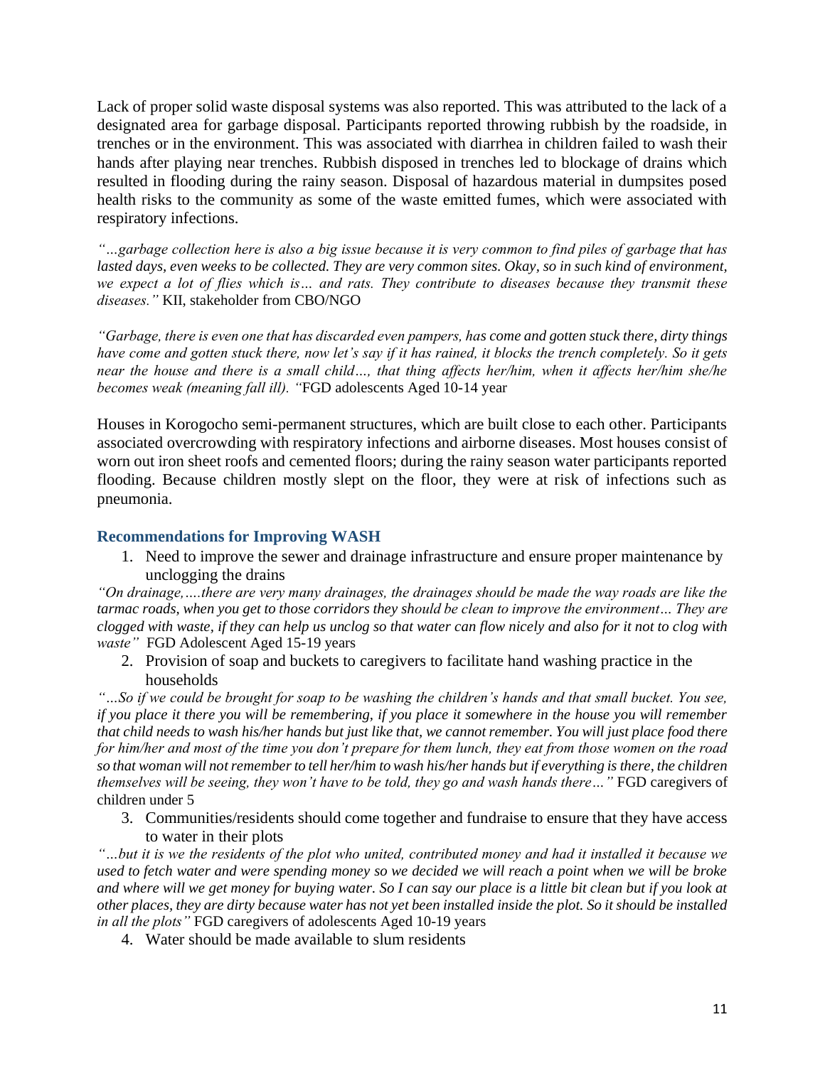Lack of proper solid waste disposal systems was also reported. This was attributed to the lack of a designated area for garbage disposal. Participants reported throwing rubbish by the roadside, in trenches or in the environment. This was associated with diarrhea in children failed to wash their hands after playing near trenches. Rubbish disposed in trenches led to blockage of drains which resulted in flooding during the rainy season. Disposal of hazardous material in dumpsites posed health risks to the community as some of the waste emitted fumes, which were associated with respiratory infections.

*"…garbage collection here is also a big issue because it is very common to find piles of garbage that has lasted days, even weeks to be collected. They are very common sites. Okay, so in such kind of environment, we expect a lot of flies which is… and rats. They contribute to diseases because they transmit these diseases."* KII, stakeholder from CBO/NGO

*"Garbage, there is even one that has discarded even pampers, has come and gotten stuck there, dirty things have come and gotten stuck there, now let's say if it has rained, it blocks the trench completely. So it gets near the house and there is a small child…, that thing affects her/him, when it affects her/him she/he becomes weak (meaning fall ill). "*FGD adolescents Aged 10-14 year

Houses in Korogocho semi-permanent structures, which are built close to each other. Participants associated overcrowding with respiratory infections and airborne diseases. Most houses consist of worn out iron sheet roofs and cemented floors; during the rainy season water participants reported flooding. Because children mostly slept on the floor, they were at risk of infections such as pneumonia.

## Recommendations for Improving WASH

1. Need to improve the sewer and drainage infrastructure and ensure proper maintenance by unclogging the drains

*"On drainage,….there are very many drainages, the drainages should be made the way roads are like the tarmac roads, when you get to those corridors they should be clean to improve the environment… They are clogged with waste, if they can help us unclog so that water can flow nicely and also for it not to clog with waste"* FGD Adolescent Aged 15-19 years

2. Provision of soap and buckets to caregivers to facilitate hand washing practice in the households

*"…So if we could be brought for soap to be washing the children's hands and that small bucket. You see, if you place it there you will be remembering, if you place it somewhere in the house you will remember that child needs to wash his/her hands but just like that, we cannot remember. You will just place food there for him/her and most of the time you don't prepare for them lunch, they eat from those women on the road so that woman will not remember to tell her/him to wash his/her hands but if everything is there, the children themselves will be seeing, they won't have to be told, they go and wash hands there…"* FGD caregivers of children under 5

3. Communities/residents should come together and fundraise to ensure that they have access to water in their plots

*"…but it is we the residents of the plot who united, contributed money and had it installed it because we used to fetch water and were spending money so we decided we will reach a point when we will be broke and where will we get money for buying water. So I can say our place is a little bit clean but if you look at other places, they are dirty because water has not yet been installed inside the plot. So it should be installed in all the plots"* FGD caregivers of adolescents Aged 10-19 years

4. Water should be made available to slum residents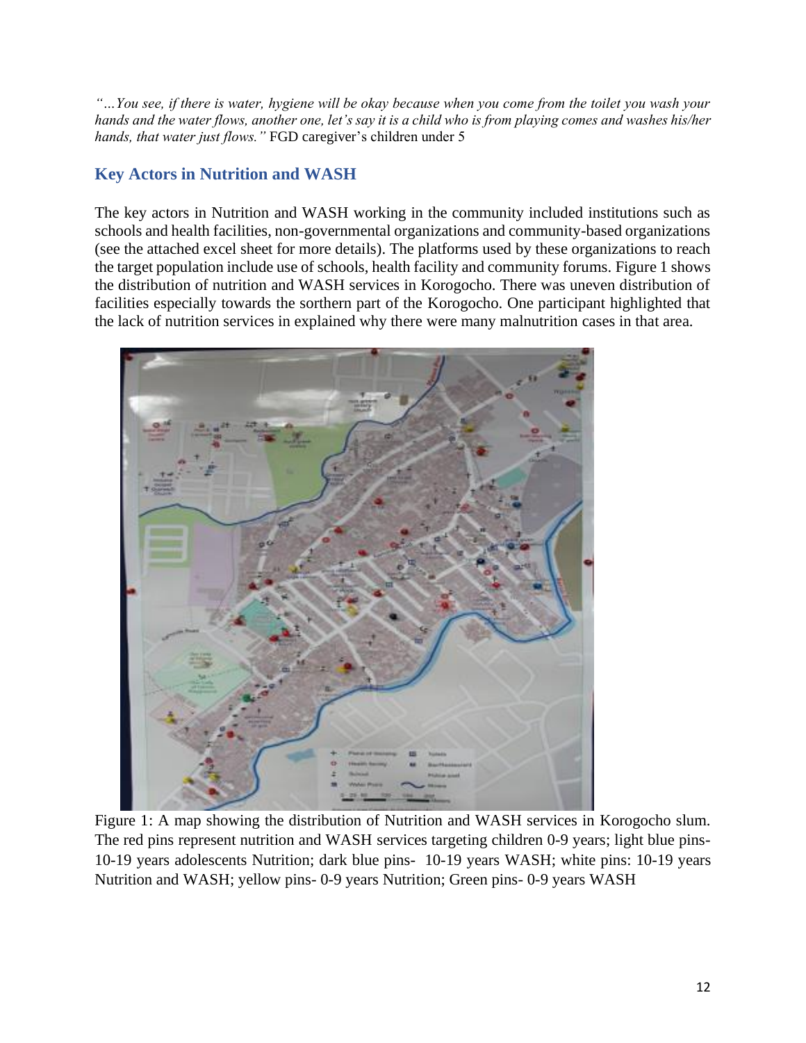*"…You see, if there is water, hygiene will be okay because when you come from the toilet you wash your hands and the water flows, another one, let's say it is a child who is from playing comes and washes his/her hands, that water just flows."* FGD caregiver's children under 5

## Key Actors in Nutrition and WASH

The key actors in Nutrition and WASH working in the community included institutions such as schools and health facilities, non-governmental organizations and community-based organizations (see the attached excel sheet for more details). The platforms used by these organizations to reach the target population include use of schools, health facility and community forums. Figure 1 shows the distribution of nutrition and WASH services in Korogocho. There was uneven distribution of facilities especially towards the sorthern part of the Korogocho. One participant highlighted that the lack of nutrition services in explained why there were many malnutrition cases in that area.

Figure 1: A map showing the distribution of Nutrition and WASH services in Korogocho slum. The red pins represent nutrition and WASH services targeting children 0-9 years; light blue pins- 10-19 years adolescents Nutrition; dark blue pins- 10-19 years WASH; white pins: 10-19 years Nutrition and WASH; yellow pins- 0-9 years Nutrition; Green pins- 0-9 years WASH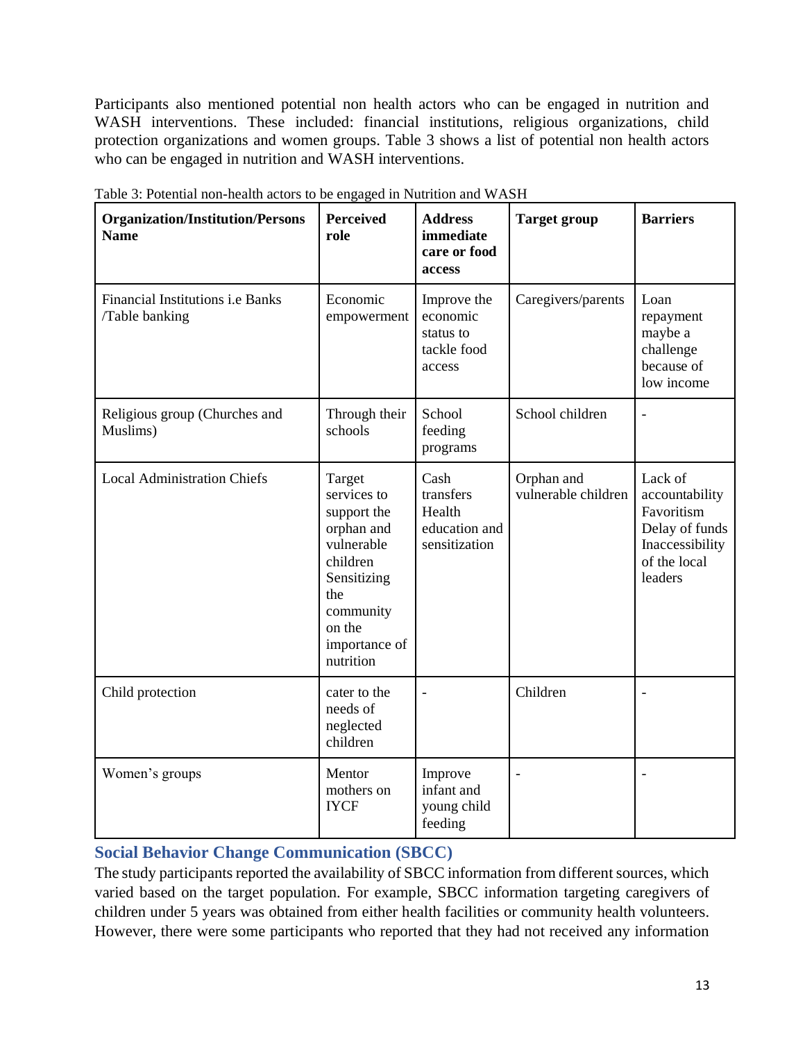Participants also mentioned potential non health actors who can be engaged in nutrition and WASH interventions. These included: financial institutions, religious organizations, child protection organizations and women groups. Table 3 shows a list of potential non health actors who can be engaged in nutrition and WASH interventions.

Table 3: Potential non-health actors to be engaged in Nutrition and WASH

| Organization/Institution/Persons Name | Perceived role | Address immediate care or food access | Target group | Barriers |
|---|---|---|---|---|
| Financial Institutions i.e Banks /Table banking | Economic empowerment | Improve the economic status to tackle food access | Caregivers/parents | Loan repayment maybe a challenge because of low income |
| Religious group (Churches and Muslims) | Through their schools | School feeding programs | School children | - |
| Local Administration Chiefs | Target services to support the orphan and vulnerable children Sensitizing the community on the importance of nutrition | Cash transfers Health education and sensitization | Orphan and vulnerable children | Lack of accountability Favoritism Delay of funds Inaccessibility of the local leaders |
| Child protection | cater to the needs of neglected children | - | Children | - |
| Women's groups | Mentor mothers on IYCF | Improve infant and young child feeding | - | - |

## Social Behavior Change Communication (SBCC)

The study participants reported the availability of SBCC information from different sources, which varied based on the target population. For example, SBCC information targeting caregivers of children under 5 years was obtained from either health facilities or community health volunteers. However, there were some participants who reported that they had not received any information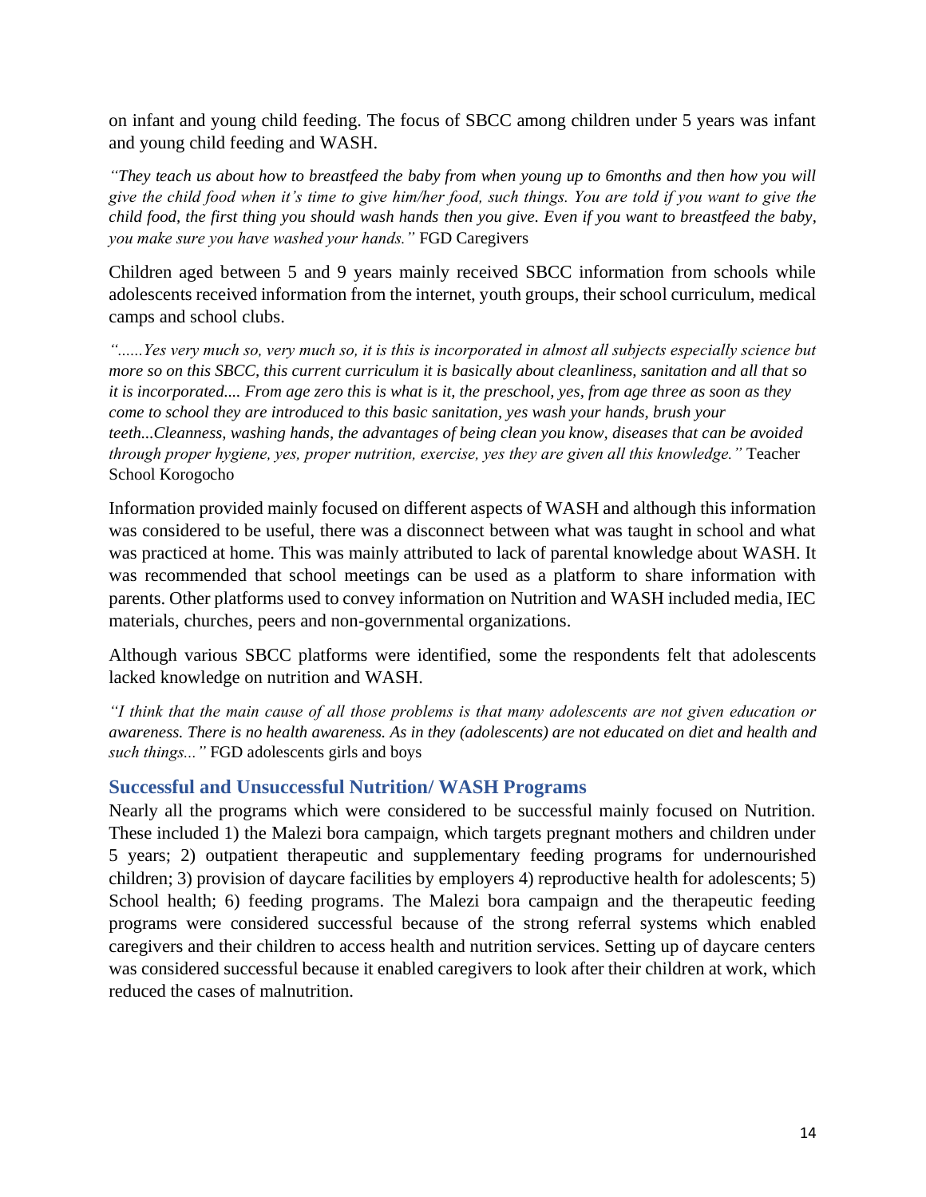on infant and young child feeding. The focus of SBCC among children under 5 years was infant and young child feeding and WASH.

*"They teach us about how to breastfeed the baby from when young up to 6months and then how you will give the child food when it's time to give him/her food, such things. You are told if you want to give the child food, the first thing you should wash hands then you give. Even if you want to breastfeed the baby, you make sure you have washed your hands."* FGD Caregivers

Children aged between 5 and 9 years mainly received SBCC information from schools while adolescents received information from the internet, youth groups, their school curriculum, medical camps and school clubs.

*"......Yes very much so, very much so, it is this is incorporated in almost all subjects especially science but more so on this SBCC, this current curriculum it is basically about cleanliness, sanitation and all that so it is incorporated.... From age zero this is what is it, the preschool, yes, from age three as soon as they come to school they are introduced to this basic sanitation, yes wash your hands, brush your teeth...Cleanness, washing hands, the advantages of being clean you know, diseases that can be avoided through proper hygiene, yes, proper nutrition, exercise, yes they are given all this knowledge."* Teacher School Korogocho

Information provided mainly focused on different aspects of WASH and although this information was considered to be useful, there was a disconnect between what was taught in school and what was practiced at home. This was mainly attributed to lack of parental knowledge about WASH. It was recommended that school meetings can be used as a platform to share information with parents. Other platforms used to convey information on Nutrition and WASH included media, IEC materials, churches, peers and non-governmental organizations.

Although various SBCC platforms were identified, some the respondents felt that adolescents lacked knowledge on nutrition and WASH.

*"I think that the main cause of all those problems is that many adolescents are not given education or awareness. There is no health awareness. As in they (adolescents) are not educated on diet and health and such things..."* FGD adolescents girls and boys

### Successful and Unsuccessful Nutrition/ WASH Programs

Nearly all the programs which were considered to be successful mainly focused on Nutrition. These included 1) the Malezi bora campaign, which targets pregnant mothers and children under 5 years; 2) outpatient therapeutic and supplementary feeding programs for undernourished children; 3) provision of daycare facilities by employers 4) reproductive health for adolescents; 5) School health; 6) feeding programs. The Malezi bora campaign and the therapeutic feeding programs were considered successful because of the strong referral systems which enabled caregivers and their children to access health and nutrition services. Setting up of daycare centers was considered successful because it enabled caregivers to look after their children at work, which reduced the cases of malnutrition.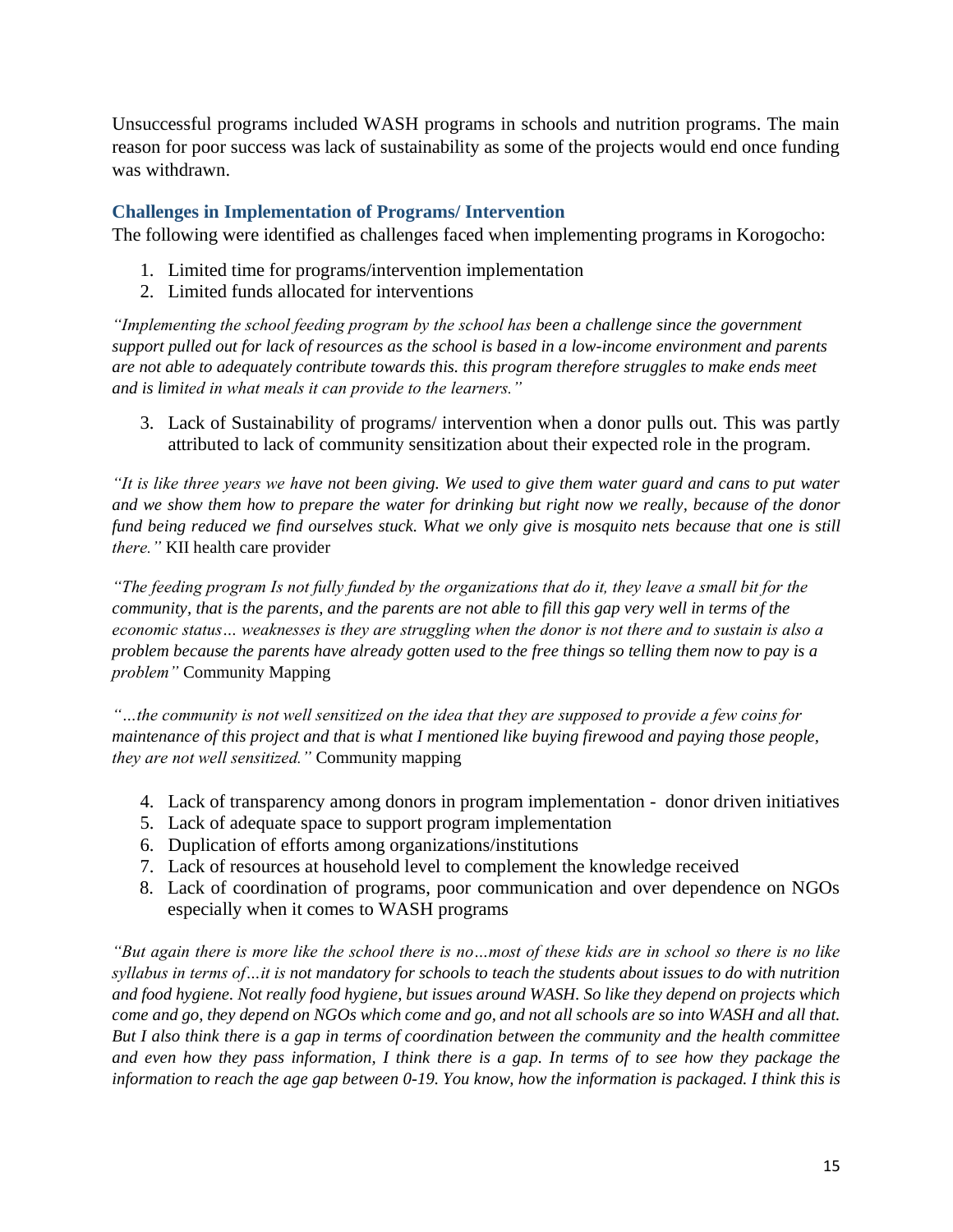Unsuccessful programs included WASH programs in schools and nutrition programs. The main reason for poor success was lack of sustainability as some of the projects would end once funding was withdrawn.

### Challenges in Implementation of Programs/ Intervention

The following were identified as challenges faced when implementing programs in Korogocho:

1. Limited time for programs/intervention implementation
2. Limited funds allocated for interventions

*"Implementing the school feeding program by the school has been a challenge since the government support pulled out for lack of resources as the school is based in a low-income environment and parents are not able to adequately contribute towards this. this program therefore struggles to make ends meet and is limited in what meals it can provide to the learners."*

3. Lack of Sustainability of programs/ intervention when a donor pulls out. This was partly attributed to lack of community sensitization about their expected role in the program.

*"It is like three years we have not been giving. We used to give them water guard and cans to put water and we show them how to prepare the water for drinking but right now we really, because of the donor fund being reduced we find ourselves stuck. What we only give is mosquito nets because that one is still there."* KII health care provider

*"The feeding program Is not fully funded by the organizations that do it, they leave a small bit for the community, that is the parents, and the parents are not able to fill this gap very well in terms of the economic status… weaknesses is they are struggling when the donor is not there and to sustain is also a problem because the parents have already gotten used to the free things so telling them now to pay is a problem"* Community Mapping

*"…the community is not well sensitized on the idea that they are supposed to provide a few coins for maintenance of this project and that is what I mentioned like buying firewood and paying those people, they are not well sensitized."* Community mapping

4. Lack of transparency among donors in program implementation - donor driven initiatives
5. Lack of adequate space to support program implementation
6. Duplication of efforts among organizations/institutions
7. Lack of resources at household level to complement the knowledge received
8. Lack of coordination of programs, poor communication and over dependence on NGOs especially when it comes to WASH programs

*"But again there is more like the school there is no…most of these kids are in school so there is no like syllabus in terms of…it is not mandatory for schools to teach the students about issues to do with nutrition and food hygiene. Not really food hygiene, but issues around WASH. So like they depend on projects which come and go, they depend on NGOs which come and go, and not all schools are so into WASH and all that. But I also think there is a gap in terms of coordination between the community and the health committee and even how they pass information, I think there is a gap. In terms of to see how they package the information to reach the age gap between 0-19. You know, how the information is packaged. I think this is*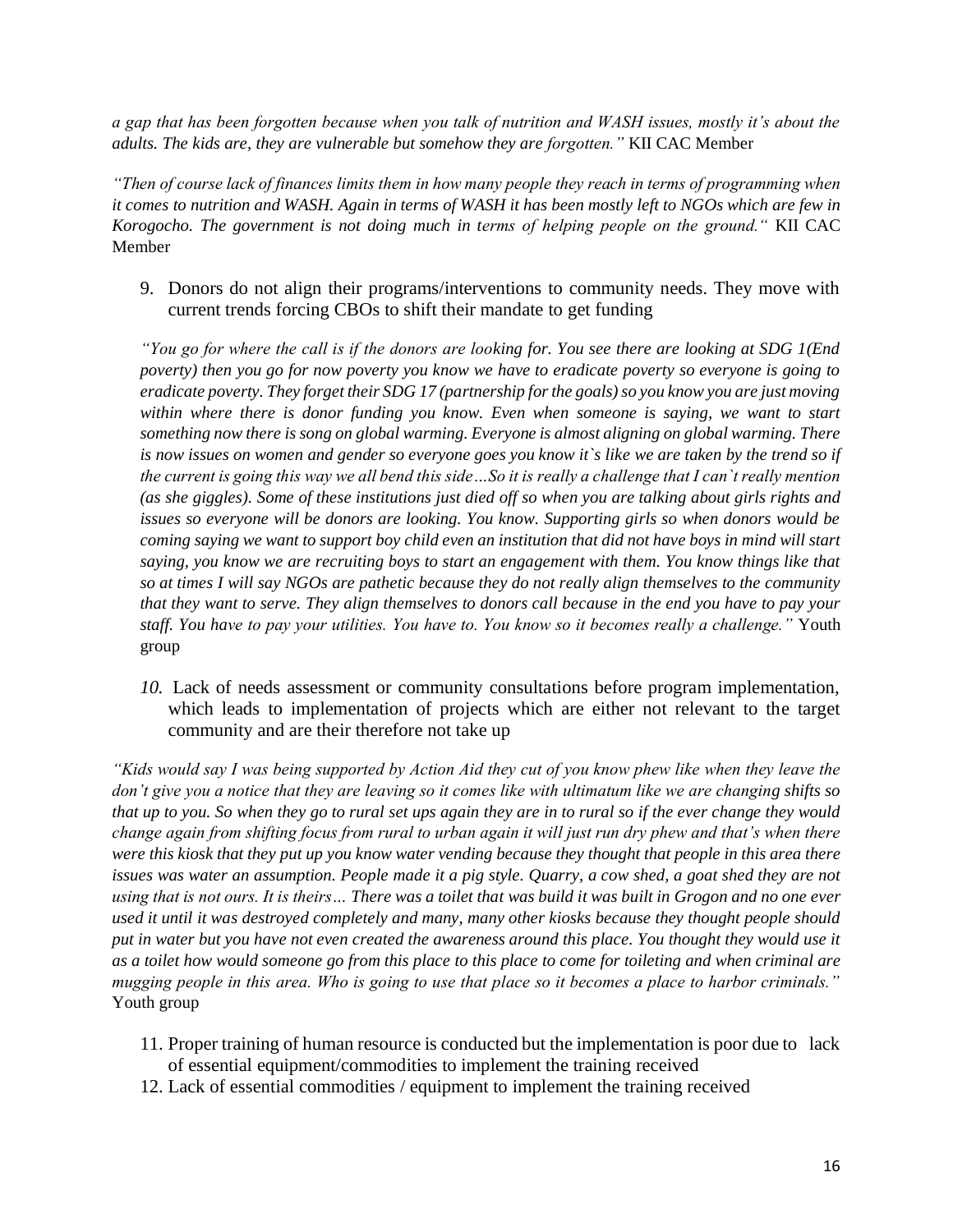*a gap that has been forgotten because when you talk of nutrition and WASH issues, mostly it's about the adults. The kids are, they are vulnerable but somehow they are forgotten."* KII CAC Member

*"Then of course lack of finances limits them in how many people they reach in terms of programming when it comes to nutrition and WASH. Again in terms of WASH it has been mostly left to NGOs which are few in Korogocho. The government is not doing much in terms of helping people on the ground."* KII CAC Member

9. Donors do not align their programs/interventions to community needs. They move with current trends forcing CBOs to shift their mandate to get funding

*"You go for where the call is if the donors are looking for. You see there are looking at SDG 1(End poverty) then you go for now poverty you know we have to eradicate poverty so everyone is going to eradicate poverty. They forget their SDG 17 (partnership for the goals) so you know you are just moving within where there is donor funding you know. Even when someone is saying, we want to start something now there is song on global warming. Everyone is almost aligning on global warming. There is now issues on women and gender so everyone goes you know it`s like we are taken by the trend so if the current is going this way we all bend this side…So it is really a challenge that I can`t really mention (as she giggles). Some of these institutions just died off so when you are talking about girls rights and issues so everyone will be donors are looking. You know. Supporting girls so when donors would be coming saying we want to support boy child even an institution that did not have boys in mind will start saying, you know we are recruiting boys to start an engagement with them. You know things like that so at times I will say NGOs are pathetic because they do not really align themselves to the community that they want to serve. They align themselves to donors call because in the end you have to pay your staff. You have to pay your utilities. You have to. You know so it becomes really a challenge."* Youth group

10. Lack of needs assessment or community consultations before program implementation, which leads to implementation of projects which are either not relevant to the target community and are their therefore not take up

*"Kids would say I was being supported by Action Aid they cut of you know phew like when they leave the don't give you a notice that they are leaving so it comes like with ultimatum like we are changing shifts so that up to you. So when they go to rural set ups again they are in to rural so if the ever change they would change again from shifting focus from rural to urban again it will just run dry phew and that's when there were this kiosk that they put up you know water vending because they thought that people in this area there issues was water an assumption. People made it a pig style. Quarry, a cow shed, a goat shed they are not using that is not ours. It is theirs… There was a toilet that was build it was built in Grogon and no one ever used it until it was destroyed completely and many, many other kiosks because they thought people should put in water but you have not even created the awareness around this place. You thought they would use it as a toilet how would someone go from this place to this place to come for toileting and when criminal are mugging people in this area. Who is going to use that place so it becomes a place to harbor criminals."* Youth group

11. Proper training of human resource is conducted but the implementation is poor due to lack of essential equipment/commodities to implement the training received
12. Lack of essential commodities / equipment to implement the training received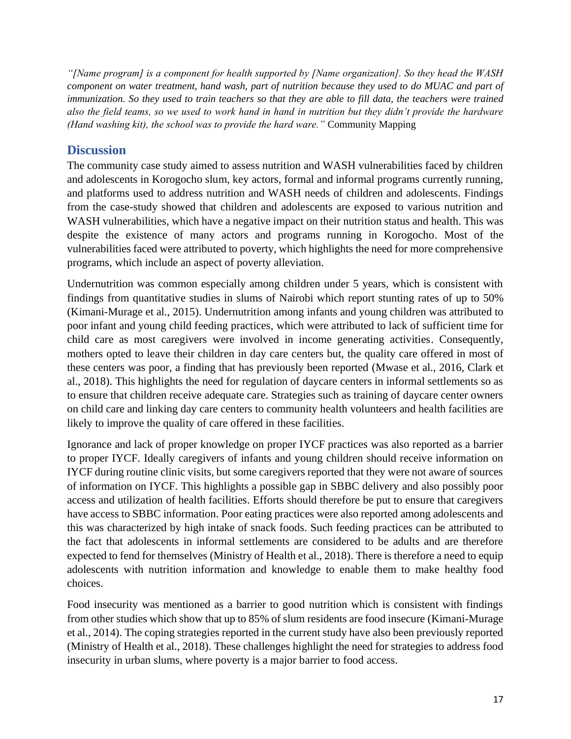*"[Name program] is a component for health supported by [Name organization]. So they head the WASH component on water treatment, hand wash, part of nutrition because they used to do MUAC and part of immunization. So they used to train teachers so that they are able to fill data, the teachers were trained also the field teams, so we used to work hand in hand in nutrition but they didn't provide the hardware (Hand washing kit), the school was to provide the hard ware."* Community Mapping

## Discussion

The community case study aimed to assess nutrition and WASH vulnerabilities faced by children and adolescents in Korogocho slum, key actors, formal and informal programs currently running, and platforms used to address nutrition and WASH needs of children and adolescents. Findings from the case-study showed that children and adolescents are exposed to various nutrition and WASH vulnerabilities, which have a negative impact on their nutrition status and health. This was despite the existence of many actors and programs running in Korogocho. Most of the vulnerabilities faced were attributed to poverty, which highlights the need for more comprehensive programs, which include an aspect of poverty alleviation.

Undernutrition was common especially among children under 5 years, which is consistent with findings from quantitative studies in slums of Nairobi which report stunting rates of up to 50% (Kimani-Murage et al., 2015). Undernutrition among infants and young children was attributed to poor infant and young child feeding practices, which were attributed to lack of sufficient time for child care as most caregivers were involved in income generating activities. Consequently, mothers opted to leave their children in day care centers but, the quality care offered in most of these centers was poor, a finding that has previously been reported (Mwase et al., 2016, Clark et al., 2018). This highlights the need for regulation of daycare centers in informal settlements so as to ensure that children receive adequate care. Strategies such as training of daycare center owners on child care and linking day care centers to community health volunteers and health facilities are likely to improve the quality of care offered in these facilities.

Ignorance and lack of proper knowledge on proper IYCF practices was also reported as a barrier to proper IYCF. Ideally caregivers of infants and young children should receive information on IYCF during routine clinic visits, but some caregivers reported that they were not aware of sources of information on IYCF. This highlights a possible gap in SBBC delivery and also possibly poor access and utilization of health facilities. Efforts should therefore be put to ensure that caregivers have access to SBBC information. Poor eating practices were also reported among adolescents and this was characterized by high intake of snack foods. Such feeding practices can be attributed to the fact that adolescents in informal settlements are considered to be adults and are therefore expected to fend for themselves (Ministry of Health et al., 2018). There is therefore a need to equip adolescents with nutrition information and knowledge to enable them to make healthy food choices.

Food insecurity was mentioned as a barrier to good nutrition which is consistent with findings from other studies which show that up to 85% of slum residents are food insecure (Kimani-Murage et al., 2014). The coping strategies reported in the current study have also been previously reported (Ministry of Health et al., 2018). These challenges highlight the need for strategies to address food insecurity in urban slums, where poverty is a major barrier to food access.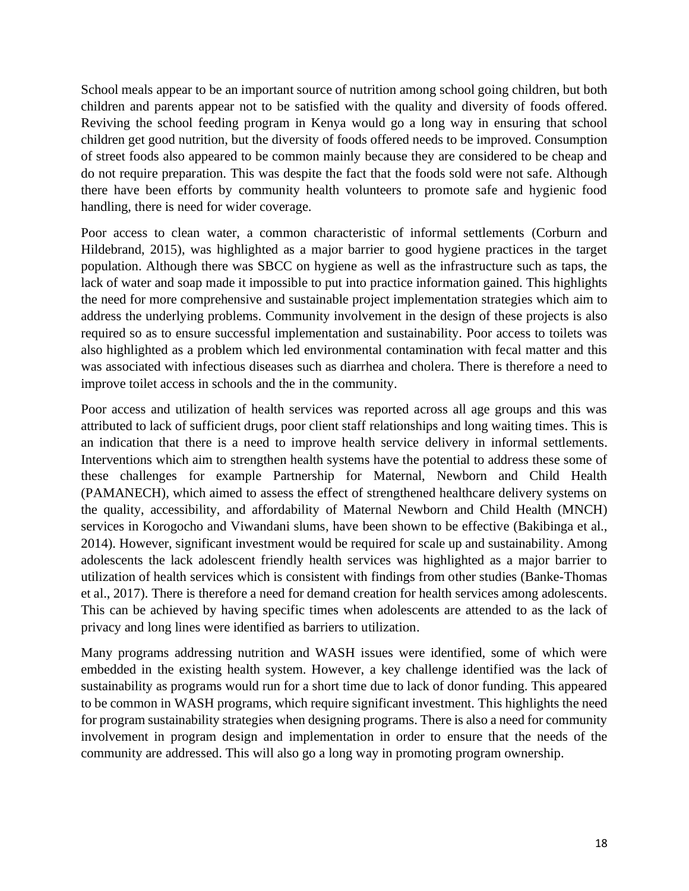School meals appear to be an important source of nutrition among school going children, but both children and parents appear not to be satisfied with the quality and diversity of foods offered. Reviving the school feeding program in Kenya would go a long way in ensuring that school children get good nutrition, but the diversity of foods offered needs to be improved. Consumption of street foods also appeared to be common mainly because they are considered to be cheap and do not require preparation. This was despite the fact that the foods sold were not safe. Although there have been efforts by community health volunteers to promote safe and hygienic food handling, there is need for wider coverage.

Poor access to clean water, a common characteristic of informal settlements (Corburn and Hildebrand, 2015), was highlighted as a major barrier to good hygiene practices in the target population. Although there was SBCC on hygiene as well as the infrastructure such as taps, the lack of water and soap made it impossible to put into practice information gained. This highlights the need for more comprehensive and sustainable project implementation strategies which aim to address the underlying problems. Community involvement in the design of these projects is also required so as to ensure successful implementation and sustainability. Poor access to toilets was also highlighted as a problem which led environmental contamination with fecal matter and this was associated with infectious diseases such as diarrhea and cholera. There is therefore a need to improve toilet access in schools and the in the community.

Poor access and utilization of health services was reported across all age groups and this was attributed to lack of sufficient drugs, poor client staff relationships and long waiting times. This is an indication that there is a need to improve health service delivery in informal settlements. Interventions which aim to strengthen health systems have the potential to address these some of these challenges for example Partnership for Maternal, Newborn and Child Health (PAMANECH), which aimed to assess the effect of strengthened healthcare delivery systems on the quality, accessibility, and affordability of Maternal Newborn and Child Health (MNCH) services in Korogocho and Viwandani slums, have been shown to be effective (Bakibinga et al., 2014). However, significant investment would be required for scale up and sustainability. Among adolescents the lack adolescent friendly health services was highlighted as a major barrier to utilization of health services which is consistent with findings from other studies (Banke-Thomas et al., 2017). There is therefore a need for demand creation for health services among adolescents. This can be achieved by having specific times when adolescents are attended to as the lack of privacy and long lines were identified as barriers to utilization.

Many programs addressing nutrition and WASH issues were identified, some of which were embedded in the existing health system. However, a key challenge identified was the lack of sustainability as programs would run for a short time due to lack of donor funding. This appeared to be common in WASH programs, which require significant investment. This highlights the need for program sustainability strategies when designing programs. There is also a need for community involvement in program design and implementation in order to ensure that the needs of the community are addressed. This will also go a long way in promoting program ownership.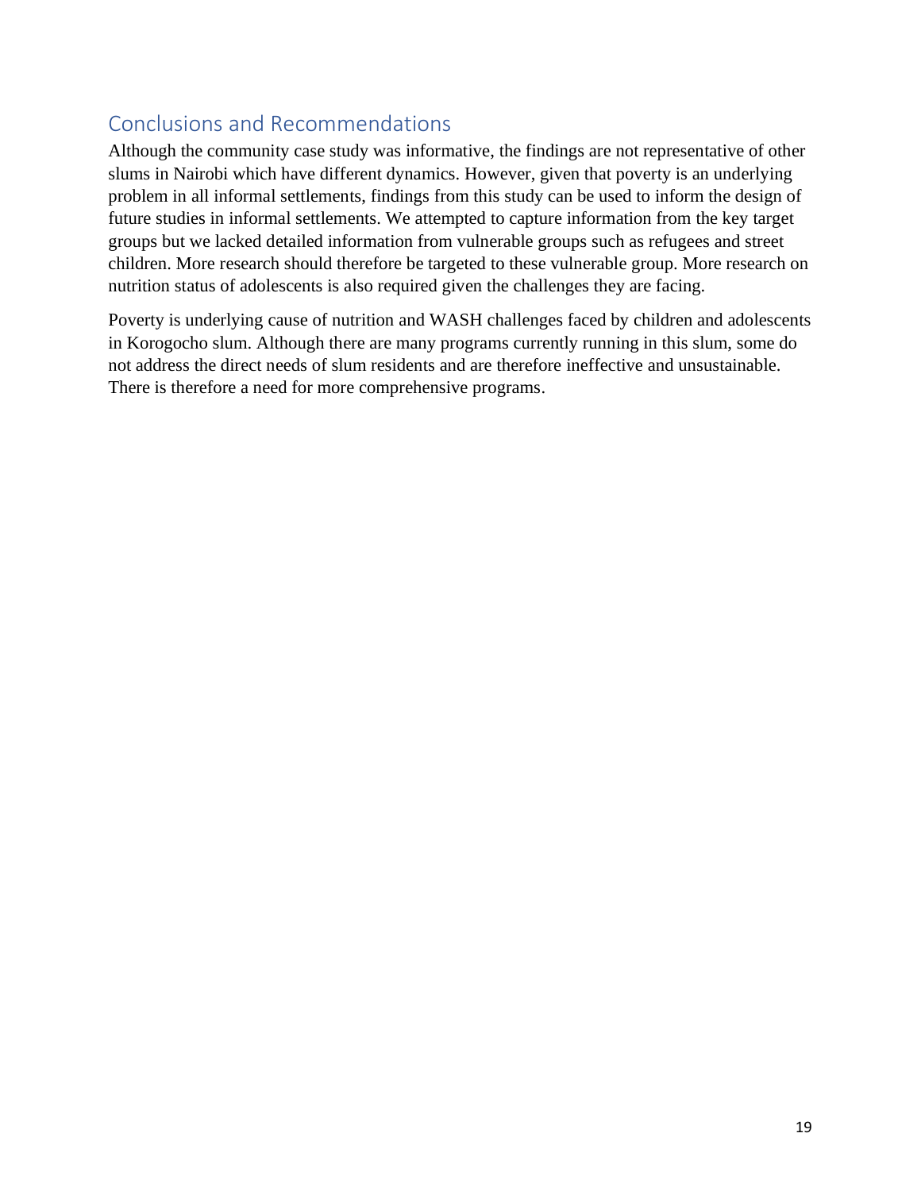## Conclusions and Recommendations

Although the community case study was informative, the findings are not representative of other slums in Nairobi which have different dynamics. However, given that poverty is an underlying problem in all informal settlements, findings from this study can be used to inform the design of future studies in informal settlements. We attempted to capture information from the key target groups but we lacked detailed information from vulnerable groups such as refugees and street children. More research should therefore be targeted to these vulnerable group. More research on nutrition status of adolescents is also required given the challenges they are facing.

Poverty is underlying cause of nutrition and WASH challenges faced by children and adolescents in Korogocho slum. Although there are many programs currently running in this slum, some do not address the direct needs of slum residents and are therefore ineffective and unsustainable. There is therefore a need for more comprehensive programs.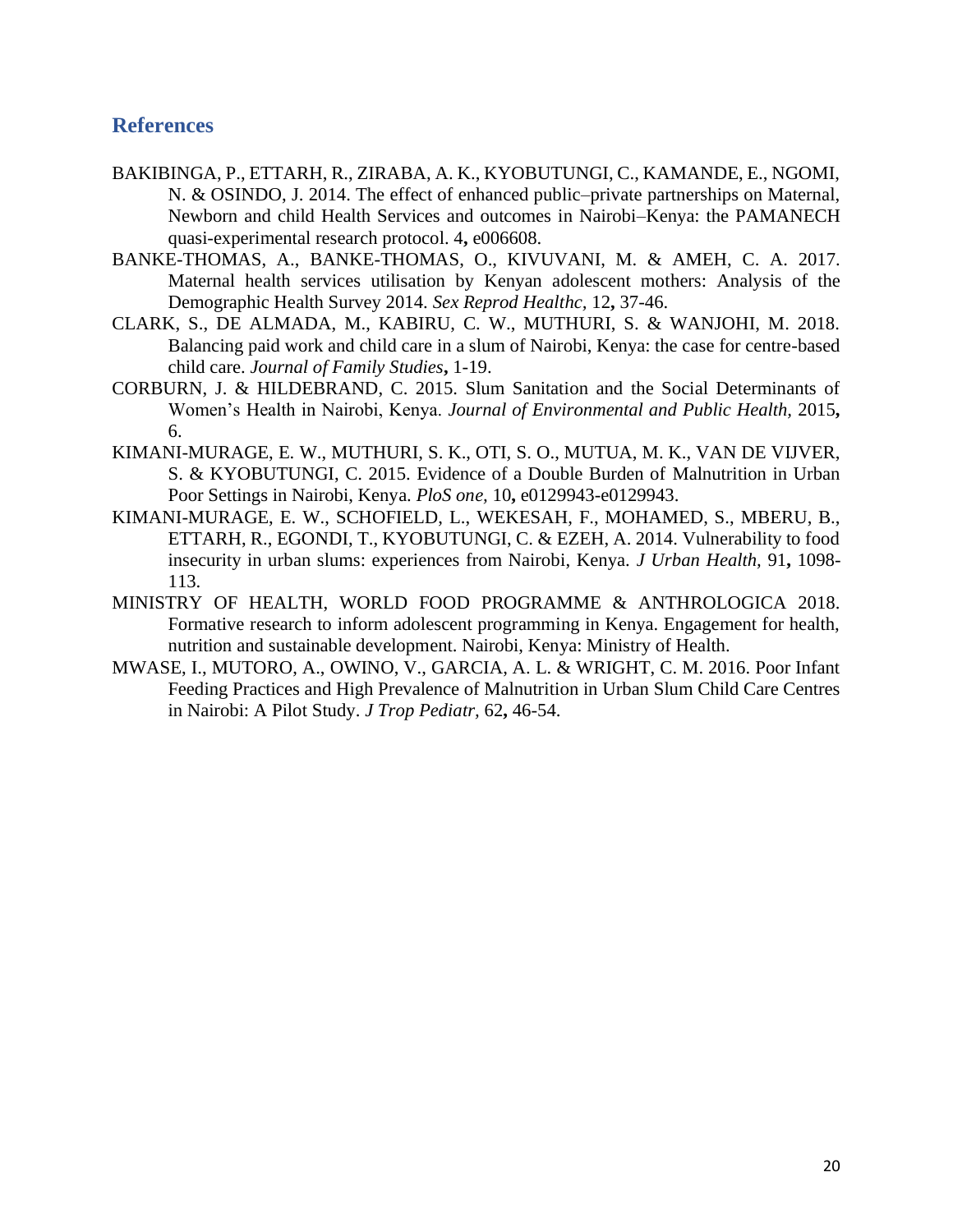## References

BAKIBINGA, P., ETTARH, R., ZIRABA, A. K., KYOBUTUNGI, C., KAMANDE, E., NGOMI, N. & OSINDO, J. 2014. The effect of enhanced public–private partnerships on Maternal, Newborn and child Health Services and outcomes in Nairobi–Kenya: the PAMANECH quasi-experimental research protocol. 4**,** e006608.

BANKE-THOMAS, A., BANKE-THOMAS, O., KIVUVANI, M. & AMEH, C. A. 2017. Maternal health services utilisation by Kenyan adolescent mothers: Analysis of the Demographic Health Survey 2014. *Sex Reprod Healthc,* 12**,** 37-46.

CLARK, S., DE ALMADA, M., KABIRU, C. W., MUTHURI, S. & WANJOHI, M. 2018. Balancing paid work and child care in a slum of Nairobi, Kenya: the case for centre-based child care. *Journal of Family Studies***,** 1-19.

CORBURN, J. & HILDEBRAND, C. 2015. Slum Sanitation and the Social Determinants of Women's Health in Nairobi, Kenya. *Journal of Environmental and Public Health,* 2015**,** 6.

KIMANI-MURAGE, E. W., MUTHURI, S. K., OTI, S. O., MUTUA, M. K., VAN DE VIJVER, S. & KYOBUTUNGI, C. 2015. Evidence of a Double Burden of Malnutrition in Urban Poor Settings in Nairobi, Kenya. *PloS one,* 10**,** e0129943-e0129943.

KIMANI-MURAGE, E. W., SCHOFIELD, L., WEKESAH, F., MOHAMED, S., MBERU, B., ETTARH, R., EGONDI, T., KYOBUTUNGI, C. & EZEH, A. 2014. Vulnerability to food insecurity in urban slums: experiences from Nairobi, Kenya. *J Urban Health,* 91**,** 1098-113.

MINISTRY OF HEALTH, WORLD FOOD PROGRAMME & ANTHROLOGICA 2018. Formative research to inform adolescent programming in Kenya. Engagement for health, nutrition and sustainable development. Nairobi, Kenya: Ministry of Health.

MWASE, I., MUTORO, A., OWINO, V., GARCIA, A. L. & WRIGHT, C. M. 2016. Poor Infant Feeding Practices and High Prevalence of Malnutrition in Urban Slum Child Care Centres in Nairobi: A Pilot Study. *J Trop Pediatr,* 62**,** 46-54.